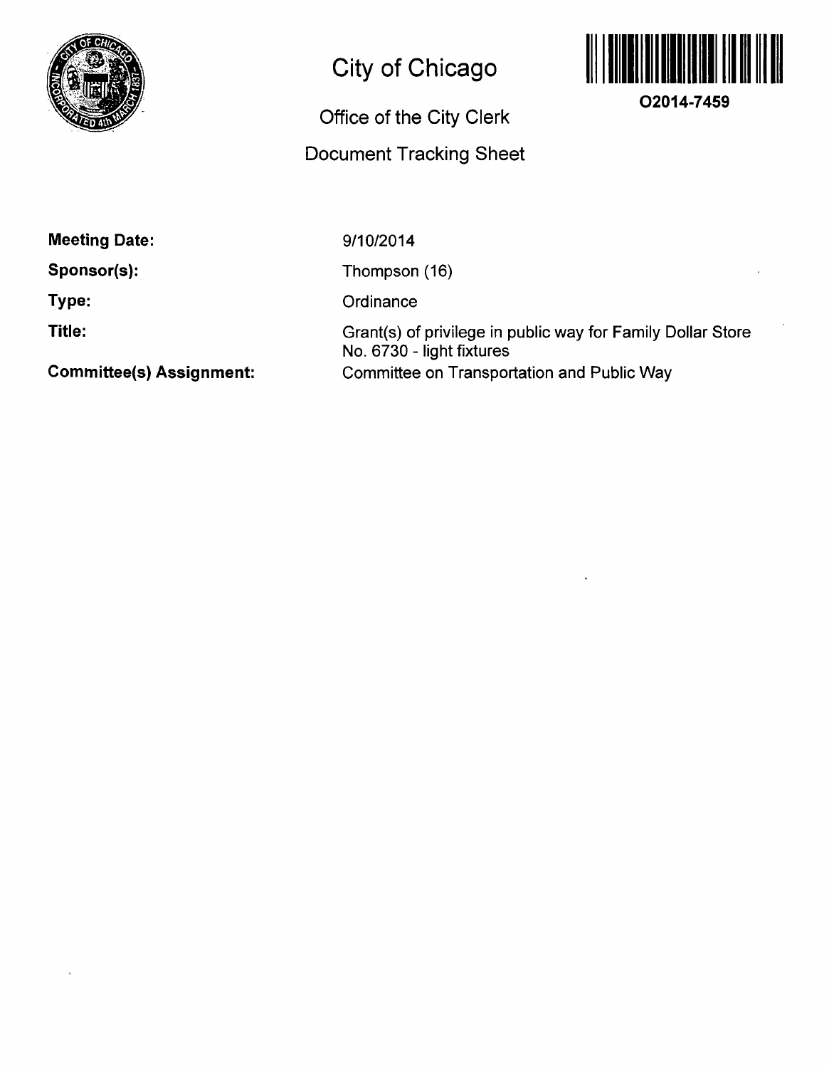# City of Chicago

## Office of the City Clerk

## Document Tracking Sheet

**O2014-7459**

| | |
|---|---|
| **Meeting Date:** | 9/10/2014 |
| **Sponsor(s):** | Thompson (16) |
| **Type:** | Ordinance |
| **Title:** | Grant(s) of privilege in public way for Family Dollar Store No. 6730 - light fixtures |
| **Committee(s) Assignment:** | Committee on Transportation and Public Way |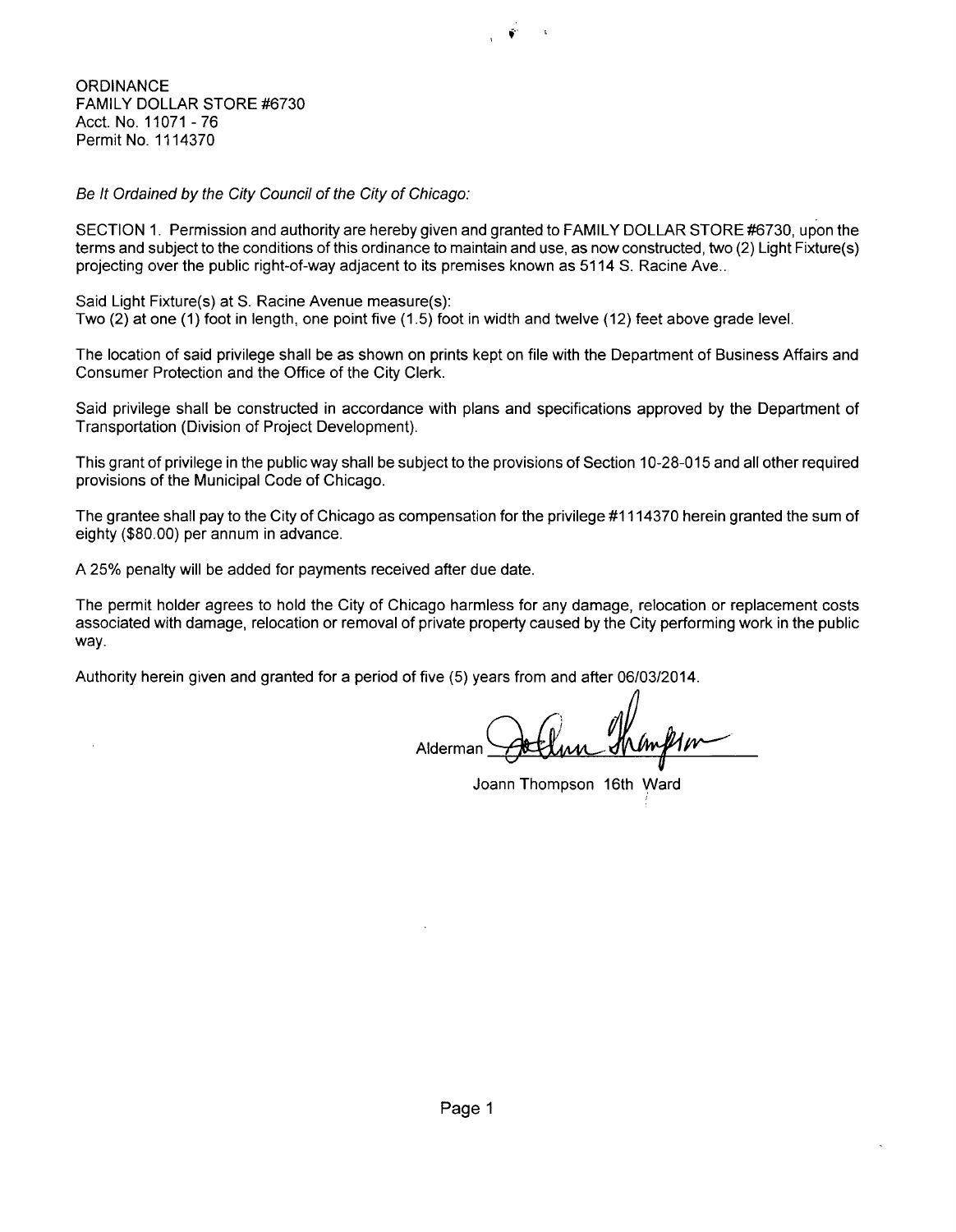ORDINANCE
FAMILY DOLLAR STORE #6730
Acct. No. 11071 - 76
Permit No. 1114370

*Be It Ordained by the City Council of the City of Chicago:*

SECTION 1. Permission and authority are hereby given and granted to FAMILY DOLLAR STORE #6730, upon the terms and subject to the conditions of this ordinance to maintain and use, as now constructed, two (2) Light Fixture(s) projecting over the public right-of-way adjacent to its premises known as 5114 S. Racine Ave..

Said Light Fixture(s) at S. Racine Avenue measure(s):
Two (2) at one (1) foot in length, one point five (1.5) foot in width and twelve (12) feet above grade level.

The location of said privilege shall be as shown on prints kept on file with the Department of Business Affairs and Consumer Protection and the Office of the City Clerk.

Said privilege shall be constructed in accordance with plans and specifications approved by the Department of Transportation (Division of Project Development).

This grant of privilege in the public way shall be subject to the provisions of Section 10-28-015 and all other required provisions of the Municipal Code of Chicago.

The grantee shall pay to the City of Chicago as compensation for the privilege #1114370 herein granted the sum of eighty ($80.00) per annum in advance.

A 25% penalty will be added for payments received after due date.

The permit holder agrees to hold the City of Chicago harmless for any damage, relocation or replacement costs associated with damage, relocation or removal of private property caused by the City performing work in the public way.

Authority herein given and granted for a period of five (5) years from and after 06/03/2014.

Alderman ______________________

Joann Thompson 16th Ward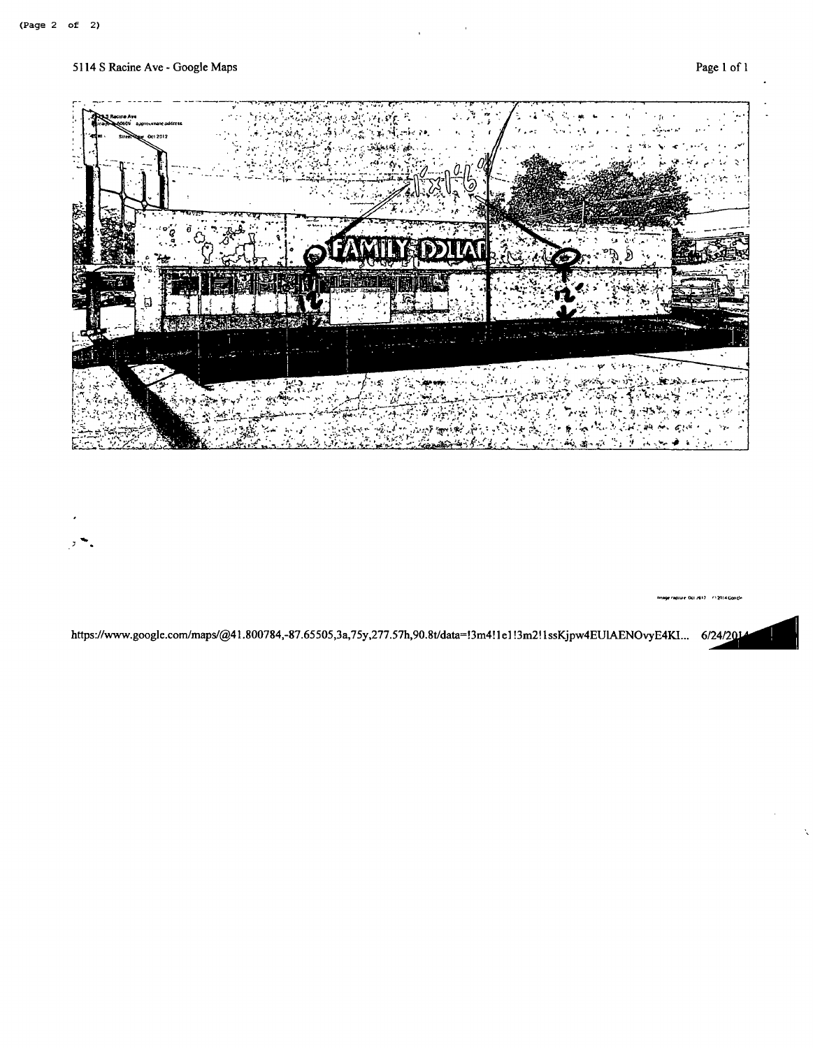5114 S Racine Ave - Google Maps

https://www.google.com/maps/@41.800784,-87.65505,3a,75y,277.57h,90.8t/data=!3m4!1e1!3m2!1ssKjpw4EUlAENOvyE4KI... 6/24/2014